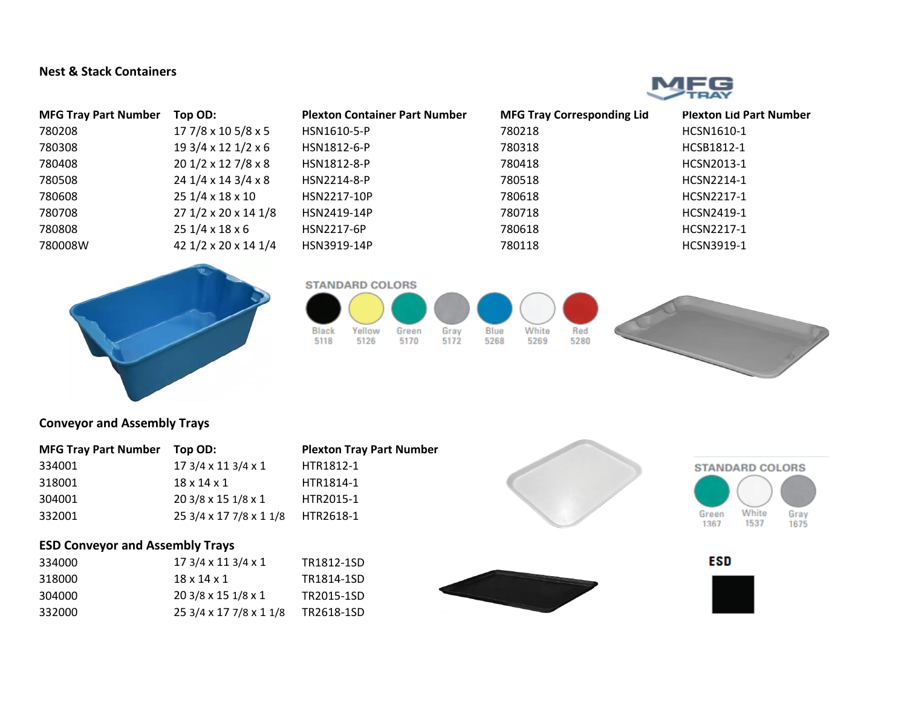## Nest & Stack Containers

MFG TRAY

| MFG Tray Part Number | Top OD: | Plexton Container Part Number | MFG Tray Corresponding Lid | Plexton Lid Part Number |
|---|---|---|---|---|
| 780208 | 17 7/8 x 10 5/8 x 5 | HSN1610-5-P | 780218 | HCSN1610-1 |
| 780308 | 19 3/4 x 12 1/2 x 6 | HSN1812-6-P | 780318 | HCSB1812-1 |
| 780408 | 20 1/2 x 12 7/8 x 8 | HSN1812-8-P | 780418 | HCSN2013-1 |
| 780508 | 24 1/4 x 14 3/4 x 8 | HSN2214-8-P | 780518 | HCSN2214-1 |
| 780608 | 25 1/4 x 18 x 10 | HSN2217-10P | 780618 | HCSN2217-1 |
| 780708 | 27 1/2 x 20 x 14 1/8 | HSN2419-14P | 780718 | HCSN2419-1 |
| 780808 | 25 1/4 x 18 x 6 | HSN2217-6P | 780618 | HCSN2217-1 |
| 780008W | 42 1/2 x 20 x 14 1/4 | HSN3919-14P | 780118 | HCSN3919-1 |

STANDARD COLORS

| Black | Yellow | Green | Gray | Blue | White | Red |
|---|---|---|---|---|---|---|
| 5118 | 5126 | 5170 | 5172 | 5268 | 5269 | 5280 |

## Conveyor and Assembly Trays

| MFG Tray Part Number | Top OD: | Plexton Tray Part Number |
|---|---|---|
| 334001 | 17 3/4 x 11 3/4 x 1 | HTR1812-1 |
| 318001 | 18 x 14 x 1 | HTR1814-1 |
| 304001 | 20 3/8 x 15 1/8 x 1 | HTR2015-1 |
| 332001 | 25 3/4 x 17 7/8 x 1 1/8 | HTR2618-1 |

STANDARD COLORS

| Green | White | Gray |
|---|---|---|
| 1367 | 1537 | 1675 |

## ESD Conveyor and Assembly Trays

| | | |
|---|---|---|
| 334000 | 17 3/4 x 11 3/4 x 1 | TR1812-1SD |
| 318000 | 18 x 14 x 1 | TR1814-1SD |
| 304000 | 20 3/8 x 15 1/8 x 1 | TR2015-1SD |
| 332000 | 25 3/4 x 17 7/8 x 1 1/8 | TR2618-1SD |

ESD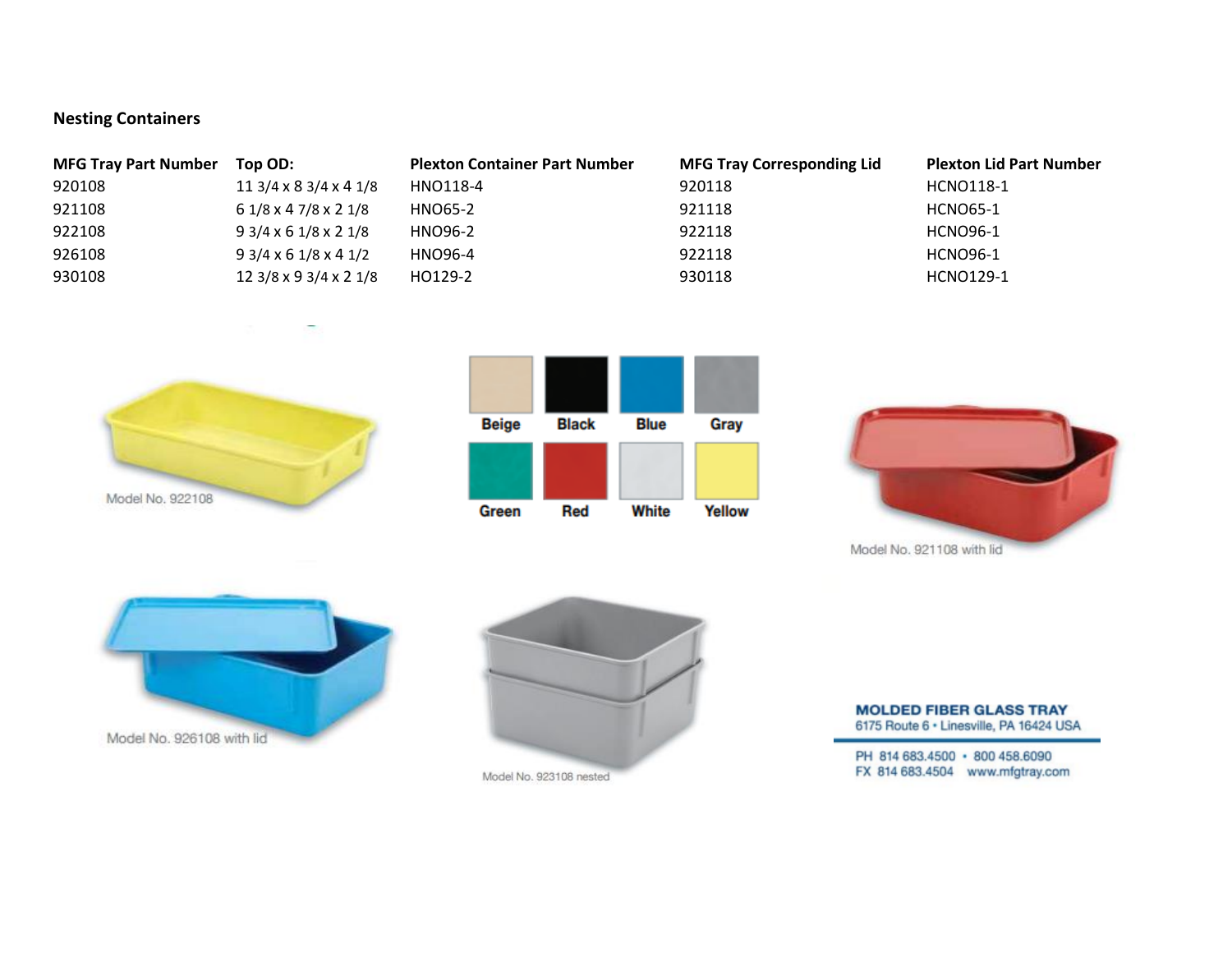## Nesting Containers

| MFG Tray Part Number | Top OD: | Plexton Container Part Number | MFG Tray Corresponding Lid | Plexton Lid Part Number |
|---|---|---|---|---|
| 920108 | 11 3/4 x 8 3/4 x 4 1/8 | HNO118-4 | 920118 | HCNO118-1 |
| 921108 | 6 1/8 x 4 7/8 x 2 1/8 | HNO65-2 | 921118 | HCNO65-1 |
| 922108 | 9 3/4 x 6 1/8 x 2 1/8 | HNO96-2 | 922118 | HCNO96-1 |
| 926108 | 9 3/4 x 6 1/8 x 4 1/2 | HNO96-4 | 922118 | HCNO96-1 |
| 930108 | 12 3/8 x 9 3/4 x 2 1/8 | HO129-2 | 930118 | HCNO129-1 |

Model No. 922108

Beige Black Blue Gray
Green Red White Yellow

Model No. 921108 with lid

Model No. 926108 with lid

Model No. 923108 nested

**MOLDED FIBER GLASS TRAY**
6175 Route 6 • Linesville, PA 16424 USA

PH 814 683.4500 • 800 458.6090
FX 814 683.4504 www.mfgtray.com